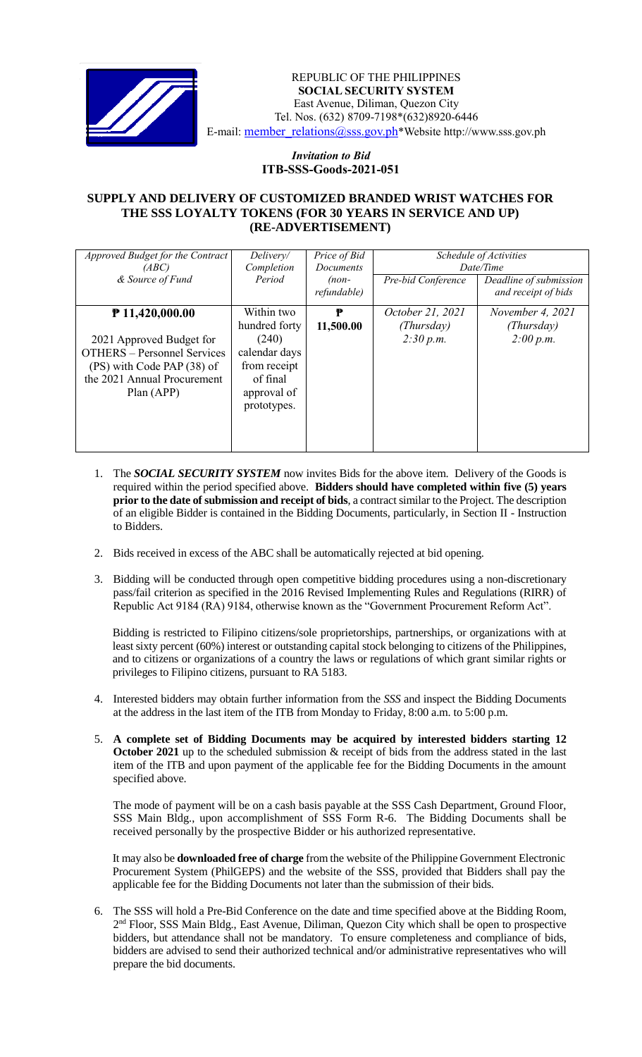REPUBLIC OF THE PHILIPPINES
**SOCIAL SECURITY SYSTEM**
East Avenue, Diliman, Quezon City
Tel. Nos. (632) 8709-7198*(632)8920-6446
E-mail: member_relations@sss.gov.ph*Website http://www.sss.gov.ph

*Invitation to Bid*
**ITB-SSS-Goods-2021-051**

## SUPPLY AND DELIVERY OF CUSTOMIZED BRANDED WRIST WATCHES FOR THE SSS LOYALTY TOKENS (FOR 30 YEARS IN SERVICE AND UP) (RE-ADVERTISEMENT)

| *Approved Budget for the Contract (ABC) & Source of Fund* | *Delivery/ Completion Period* | *Price of Bid Documents (non-refundable)* | *Schedule of Activities Date/Time* | |
|---|---|---|---|---|
| | | | *Pre-bid Conference* | *Deadline of submission and receipt of bids* |
| **₱ 11,420,000.00**<br><br>2021 Approved Budget for OTHERS – Personnel Services (PS) with Code PAP (38) of the 2021 Annual Procurement Plan (APP) | Within two hundred forty (240) calendar days from receipt of final approval of prototypes. | **₱ 11,500.00** | *October 21, 2021 (Thursday) 2:30 p.m.* | *November 4, 2021 (Thursday) 2:00 p.m.* |

1. The ***SOCIAL SECURITY SYSTEM*** now invites Bids for the above item. Delivery of the Goods is required within the period specified above. **Bidders should have completed within five (5) years prior to the date of submission and receipt of bids**, a contract similar to the Project. The description of an eligible Bidder is contained in the Bidding Documents, particularly, in Section II - Instruction to Bidders.

2. Bids received in excess of the ABC shall be automatically rejected at bid opening.

3. Bidding will be conducted through open competitive bidding procedures using a non-discretionary pass/fail criterion as specified in the 2016 Revised Implementing Rules and Regulations (RIRR) of Republic Act 9184 (RA) 9184, otherwise known as the "Government Procurement Reform Act".

   Bidding is restricted to Filipino citizens/sole proprietorships, partnerships, or organizations with at least sixty percent (60%) interest or outstanding capital stock belonging to citizens of the Philippines, and to citizens or organizations of a country the laws or regulations of which grant similar rights or privileges to Filipino citizens, pursuant to RA 5183.

4. Interested bidders may obtain further information from the *SSS* and inspect the Bidding Documents at the address in the last item of the ITB from Monday to Friday, 8:00 a.m. to 5:00 p.m.

5. **A complete set of Bidding Documents may be acquired by interested bidders starting 12 October 2021** up to the scheduled submission & receipt of bids from the address stated in the last item of the ITB and upon payment of the applicable fee for the Bidding Documents in the amount specified above.

   The mode of payment will be on a cash basis payable at the SSS Cash Department, Ground Floor, SSS Main Bldg., upon accomplishment of SSS Form R-6. The Bidding Documents shall be received personally by the prospective Bidder or his authorized representative.

   It may also be **downloaded free of charge** from the website of the Philippine Government Electronic Procurement System (PhilGEPS) and the website of the SSS, provided that Bidders shall pay the applicable fee for the Bidding Documents not later than the submission of their bids.

6. The SSS will hold a Pre-Bid Conference on the date and time specified above at the Bidding Room, 2nd Floor, SSS Main Bldg., East Avenue, Diliman, Quezon City which shall be open to prospective bidders, but attendance shall not be mandatory. To ensure completeness and compliance of bids, bidders are advised to send their authorized technical and/or administrative representatives who will prepare the bid documents.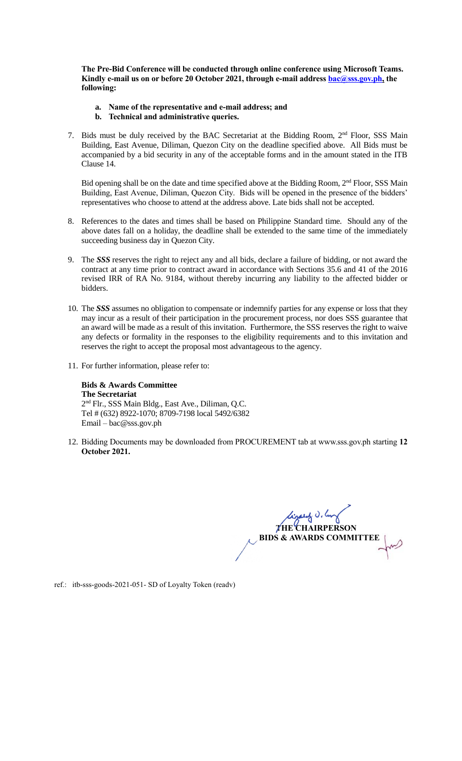**The Pre-Bid Conference will be conducted through online conference using Microsoft Teams. Kindly e-mail us on or before 20 October 2021, through e-mail address bac@sss.gov.ph, the following:**

   **a. Name of the representative and e-mail address; and**
   **b. Technical and administrative queries.**

7. Bids must be duly received by the BAC Secretariat at the Bidding Room, 2nd Floor, SSS Main Building, East Avenue, Diliman, Quezon City on the deadline specified above. All Bids must be accompanied by a bid security in any of the acceptable forms and in the amount stated in the ITB Clause 14.

   Bid opening shall be on the date and time specified above at the Bidding Room, 2nd Floor, SSS Main Building, East Avenue, Diliman, Quezon City. Bids will be opened in the presence of the bidders' representatives who choose to attend at the address above. Late bids shall not be accepted.

8. References to the dates and times shall be based on Philippine Standard time. Should any of the above dates fall on a holiday, the deadline shall be extended to the same time of the immediately succeeding business day in Quezon City.

9. The ***SSS*** reserves the right to reject any and all bids, declare a failure of bidding, or not award the contract at any time prior to contract award in accordance with Sections 35.6 and 41 of the 2016 revised IRR of RA No. 9184, without thereby incurring any liability to the affected bidder or bidders.

10. The ***SSS*** assumes no obligation to compensate or indemnify parties for any expense or loss that they may incur as a result of their participation in the procurement process, nor does SSS guarantee that an award will be made as a result of this invitation. Furthermore, the SSS reserves the right to waive any defects or formality in the responses to the eligibility requirements and to this invitation and reserves the right to accept the proposal most advantageous to the agency.

11. For further information, please refer to:

    **Bids & Awards Committee**
    **The Secretariat**
    2nd Flr., SSS Main Bldg., East Ave., Diliman, Q.C.
    Tel # (632) 8922-1070; 8709-7198 local 5492/6382
    Email – bac@sss.gov.ph

12. Bidding Documents may be downloaded from PROCUREMENT tab at www.sss.gov.ph starting **12 October 2021.**

**THE CHAIRPERSON**
**BIDS & AWARDS COMMITTEE**

ref.: itb-sss-goods-2021-051- SD of Loyalty Token (readv)